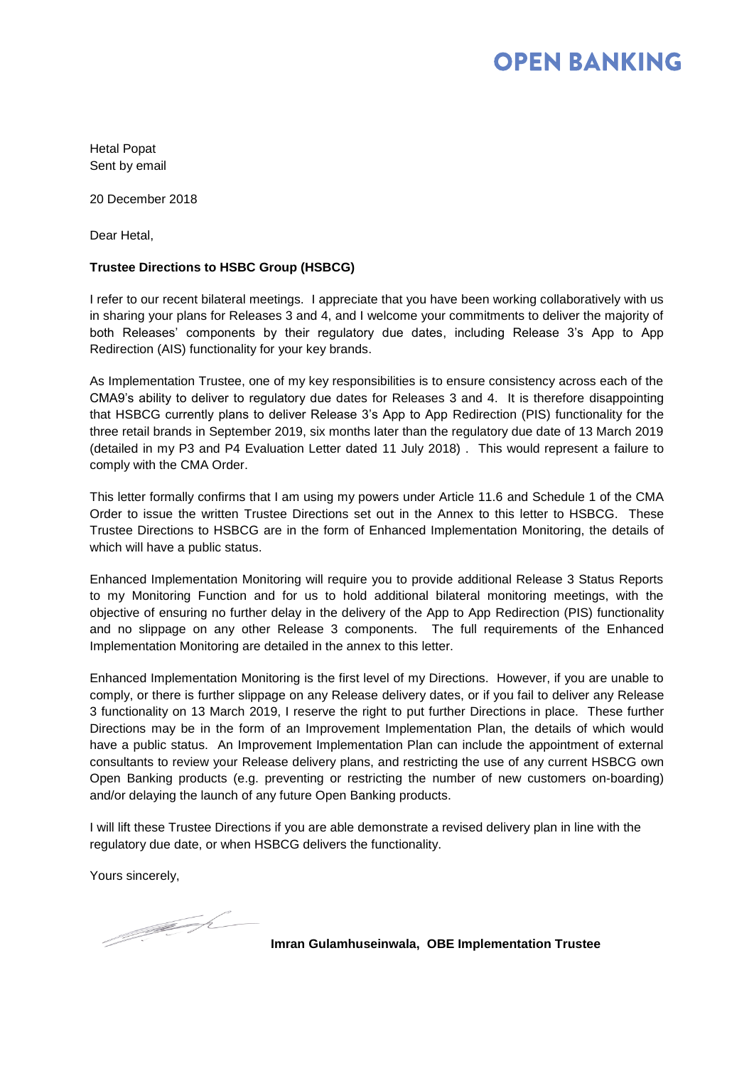# OPEN BANKING

Hetal Popat
Sent by email

20 December 2018

Dear Hetal,

**Trustee Directions to HSBC Group (HSBCG)**

I refer to our recent bilateral meetings. I appreciate that you have been working collaboratively with us in sharing your plans for Releases 3 and 4, and I welcome your commitments to deliver the majority of both Releases' components by their regulatory due dates, including Release 3's App to App Redirection (AIS) functionality for your key brands.

As Implementation Trustee, one of my key responsibilities is to ensure consistency across each of the CMA9's ability to deliver to regulatory due dates for Releases 3 and 4. It is therefore disappointing that HSBCG currently plans to deliver Release 3's App to App Redirection (PIS) functionality for the three retail brands in September 2019, six months later than the regulatory due date of 13 March 2019 (detailed in my P3 and P4 Evaluation Letter dated 11 July 2018) . This would represent a failure to comply with the CMA Order.

This letter formally confirms that I am using my powers under Article 11.6 and Schedule 1 of the CMA Order to issue the written Trustee Directions set out in the Annex to this letter to HSBCG. These Trustee Directions to HSBCG are in the form of Enhanced Implementation Monitoring, the details of which will have a public status.

Enhanced Implementation Monitoring will require you to provide additional Release 3 Status Reports to my Monitoring Function and for us to hold additional bilateral monitoring meetings, with the objective of ensuring no further delay in the delivery of the App to App Redirection (PIS) functionality and no slippage on any other Release 3 components. The full requirements of the Enhanced Implementation Monitoring are detailed in the annex to this letter.

Enhanced Implementation Monitoring is the first level of my Directions. However, if you are unable to comply, or there is further slippage on any Release delivery dates, or if you fail to deliver any Release 3 functionality on 13 March 2019, I reserve the right to put further Directions in place. These further Directions may be in the form of an Improvement Implementation Plan, the details of which would have a public status. An Improvement Implementation Plan can include the appointment of external consultants to review your Release delivery plans, and restricting the use of any current HSBCG own Open Banking products (e.g. preventing or restricting the number of new customers on-boarding) and/or delaying the launch of any future Open Banking products.

I will lift these Trustee Directions if you are able demonstrate a revised delivery plan in line with the regulatory due date, or when HSBCG delivers the functionality.

Yours sincerely,

**Imran Gulamhuseinwala, OBE Implementation Trustee**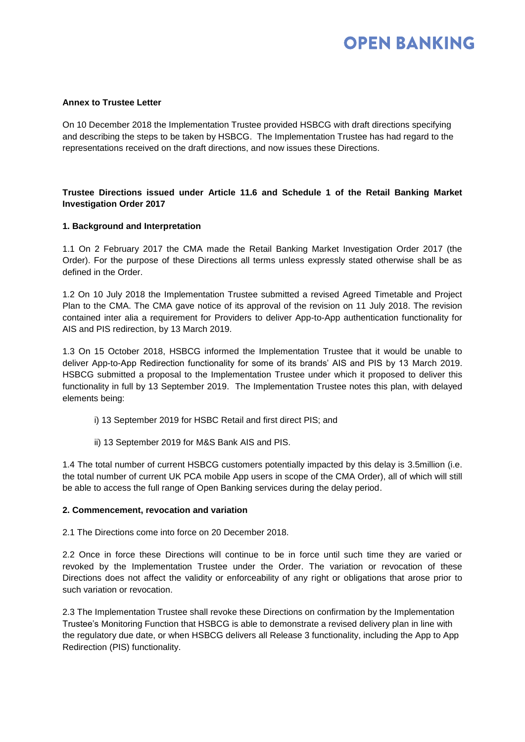**Annex to Trustee Letter**

On 10 December 2018 the Implementation Trustee provided HSBCG with draft directions specifying and describing the steps to be taken by HSBCG. The Implementation Trustee has had regard to the representations received on the draft directions, and now issues these Directions.

**Trustee Directions issued under Article 11.6 and Schedule 1 of the Retail Banking Market Investigation Order 2017**

**1. Background and Interpretation**

1.1 On 2 February 2017 the CMA made the Retail Banking Market Investigation Order 2017 (the Order). For the purpose of these Directions all terms unless expressly stated otherwise shall be as defined in the Order.

1.2 On 10 July 2018 the Implementation Trustee submitted a revised Agreed Timetable and Project Plan to the CMA. The CMA gave notice of its approval of the revision on 11 July 2018. The revision contained inter alia a requirement for Providers to deliver App-to-App authentication functionality for AIS and PIS redirection, by 13 March 2019.

1.3 On 15 October 2018, HSBCG informed the Implementation Trustee that it would be unable to deliver App-to-App Redirection functionality for some of its brands' AIS and PIS by 13 March 2019. HSBCG submitted a proposal to the Implementation Trustee under which it proposed to deliver this functionality in full by 13 September 2019. The Implementation Trustee notes this plan, with delayed elements being:

i) 13 September 2019 for HSBC Retail and first direct PIS; and

ii) 13 September 2019 for M&S Bank AIS and PIS.

1.4 The total number of current HSBCG customers potentially impacted by this delay is 3.5million (i.e. the total number of current UK PCA mobile App users in scope of the CMA Order), all of which will still be able to access the full range of Open Banking services during the delay period.

**2. Commencement, revocation and variation**

2.1 The Directions come into force on 20 December 2018.

2.2 Once in force these Directions will continue to be in force until such time they are varied or revoked by the Implementation Trustee under the Order. The variation or revocation of these Directions does not affect the validity or enforceability of any right or obligations that arose prior to such variation or revocation.

2.3 The Implementation Trustee shall revoke these Directions on confirmation by the Implementation Trustee's Monitoring Function that HSBCG is able to demonstrate a revised delivery plan in line with the regulatory due date, or when HSBCG delivers all Release 3 functionality, including the App to App Redirection (PIS) functionality.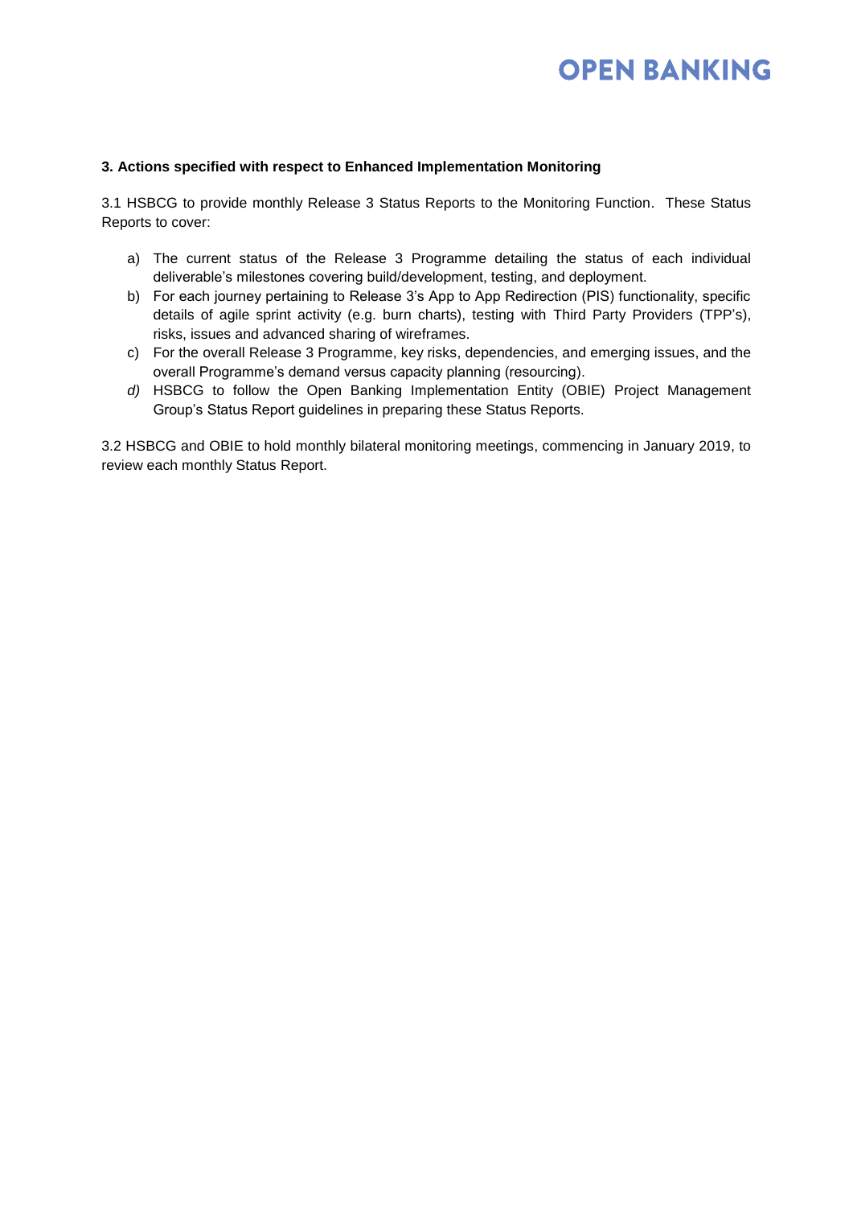### 3. Actions specified with respect to Enhanced Implementation Monitoring

3.1 HSBCG to provide monthly Release 3 Status Reports to the Monitoring Function. These Status Reports to cover:

a) The current status of the Release 3 Programme detailing the status of each individual deliverable's milestones covering build/development, testing, and deployment.
b) For each journey pertaining to Release 3's App to App Redirection (PIS) functionality, specific details of agile sprint activity (e.g. burn charts), testing with Third Party Providers (TPP's), risks, issues and advanced sharing of wireframes.
c) For the overall Release 3 Programme, key risks, dependencies, and emerging issues, and the overall Programme's demand versus capacity planning (resourcing).
*d)* HSBCG to follow the Open Banking Implementation Entity (OBIE) Project Management Group's Status Report guidelines in preparing these Status Reports.

3.2 HSBCG and OBIE to hold monthly bilateral monitoring meetings, commencing in January 2019, to review each monthly Status Report.